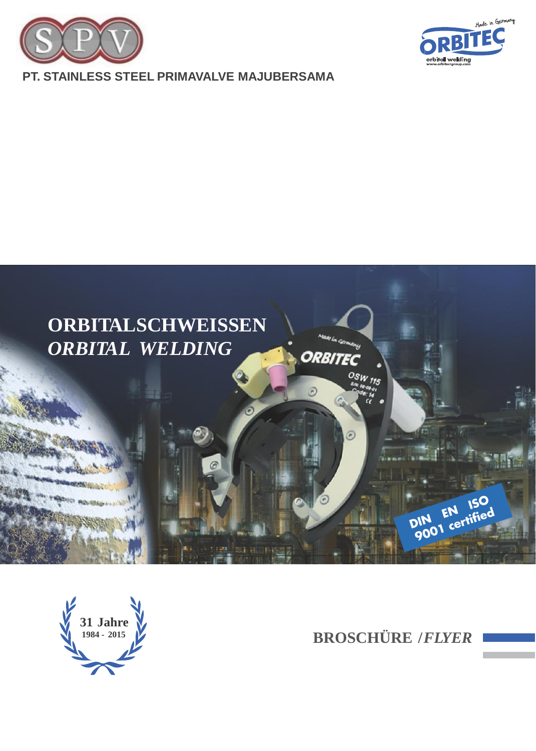PT. STAINLESS STEEL PRIMAVALVE MAJUBERSAMA

# ORBITALSCHWEISSEN

# *ORBITAL WELDING*

DIN EN ISO 9001 certified

31 Jahre
1984 - 2015

## BROSCHÜRE /*FLYER*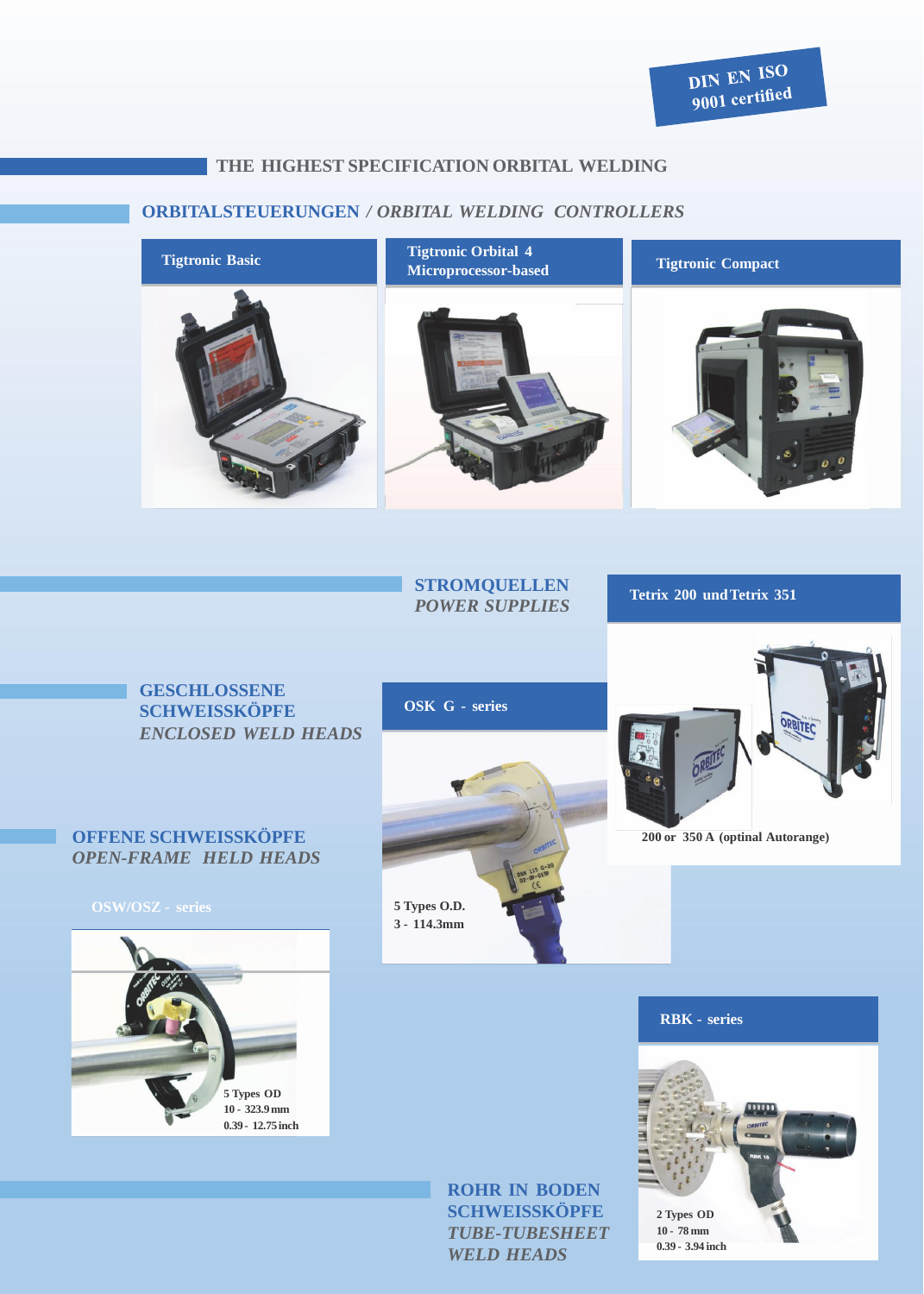DIN EN ISO 9001 certified

# THE HIGHEST SPECIFICATION ORBITAL WELDING

## ORBITALSTEUERUNGEN / *ORBITAL WELDING CONTROLLERS*

**Tigtronic Basic**

**Tigtronic Orbital 4 Microprocessor-based**

**Tigtronic Compact**

## STROMQUELLEN
*POWER SUPPLIES*

**Tetrix 200 und Tetrix 351**

200 or 350 A (optinal Autorange)

## GESCHLOSSENE SCHWEISSKÖPFE
*ENCLOSED WELD HEADS*

**OSK G - series**

5 Types O.D.
3 - 114.3mm

## OFFENE SCHWEISSKÖPFE
*OPEN-FRAME HELD HEADS*

**OSW/OSZ - series**

5 Types OD
10 - 323.9 mm
0.39 - 12.75 inch

## ROHR IN BODEN SCHWEISSKÖPFE
*TUBE-TUBESHEET WELD HEADS*

**RBK - series**

2 Types OD
10 - 78 mm
0.39 - 3.94 inch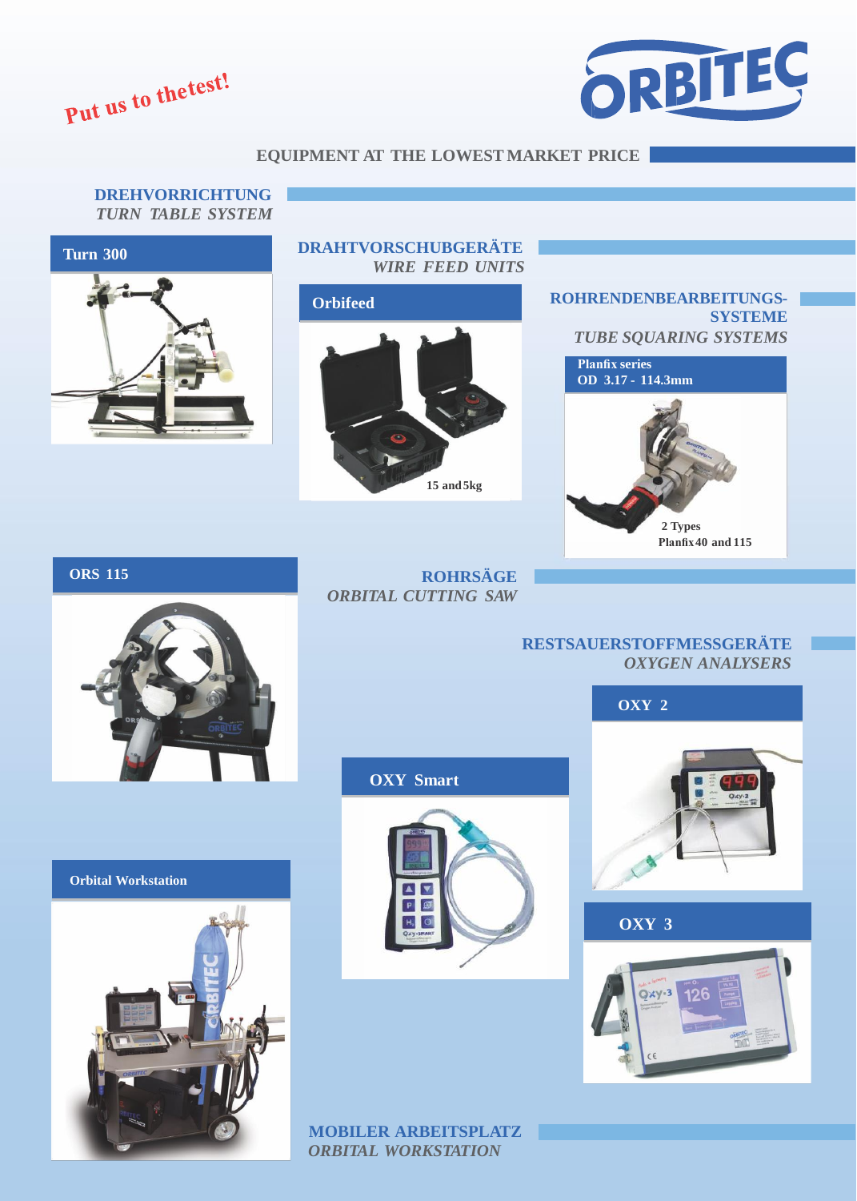*Put us to thetest!*

ORBITEC

**EQUIPMENT AT THE LOWEST MARKET PRICE**

## DREHVORRICHTUNG
*TURN TABLE SYSTEM*

### Turn 300

## DRAHTVORSCHUBGERÄTE
*WIRE FEED UNITS*

### Orbifeed

15 and 5kg

## ROHRENDENBEARBEITUNGS-SYSTEME
*TUBE SQUARING SYSTEMS*

### Planfix series
**OD 3.17 - 114.3mm**

2 Types
Planfix 40 and 115

### ORS 115

## ROHRSÄGE
*ORBITAL CUTTING SAW*

## RESTSAUERSTOFFMESSGERÄTE
*OXYGEN ANALYSERS*

### OXY 2

### OXY Smart

### OXY 3

### Orbital Workstation

## MOBILER ARBEITSPLATZ
*ORBITAL WORKSTATION*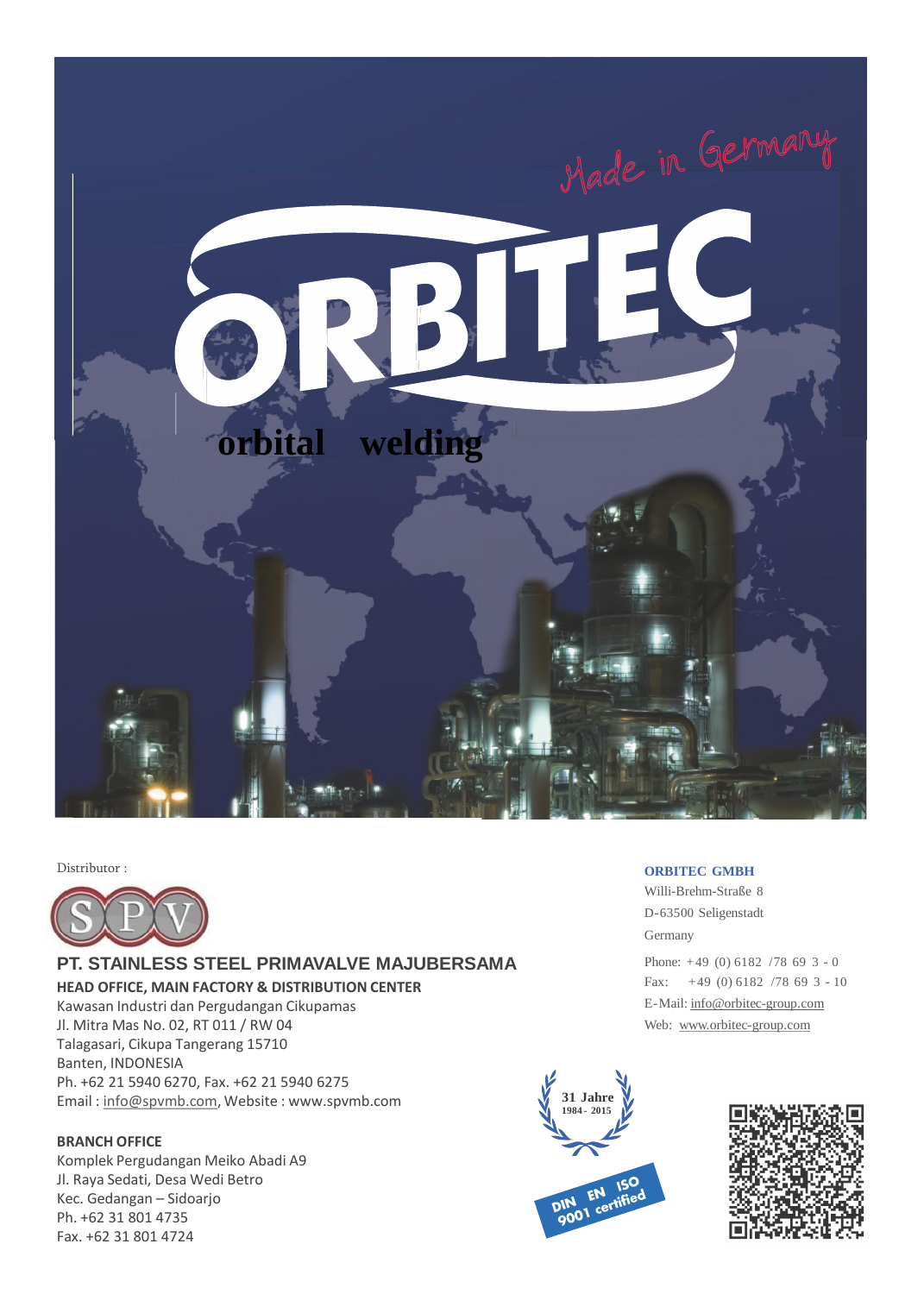Made in Germany

# ORBITEC

**orbital welding**

Distributor :

SPV

**PT. STAINLESS STEEL PRIMAVALVE MAJUBERSAMA**

**HEAD OFFICE, MAIN FACTORY & DISTRIBUTION CENTER**
Kawasan Industri dan Pergudangan Cikupamas
Jl. Mitra Mas No. 02, RT 011 / RW 04
Talagasari, Cikupa Tangerang 15710
Banten, INDONESIA
Ph. +62 21 5940 6270, Fax. +62 21 5940 6275
Email : info@spvmb.com, Website : www.spvmb.com

**BRANCH OFFICE**
Komplek Pergudangan Meiko Abadi A9
Jl. Raya Sedati, Desa Wedi Betro
Kec. Gedangan – Sidoarjo
Ph. +62 31 801 4735
Fax. +62 31 801 4724

**ORBITEC GMBH**
Willi-Brehm-Straße 8
D-63500 Seligenstadt
Germany

Phone: +49 (0) 6182 /78 69 3 - 0
Fax: +49 (0) 6182 /78 69 3 - 10
E-Mail: info@orbitec-group.com
Web: www.orbitec-group.com

31 Jahre
1984 - 2015

DIN EN ISO 9001 certified